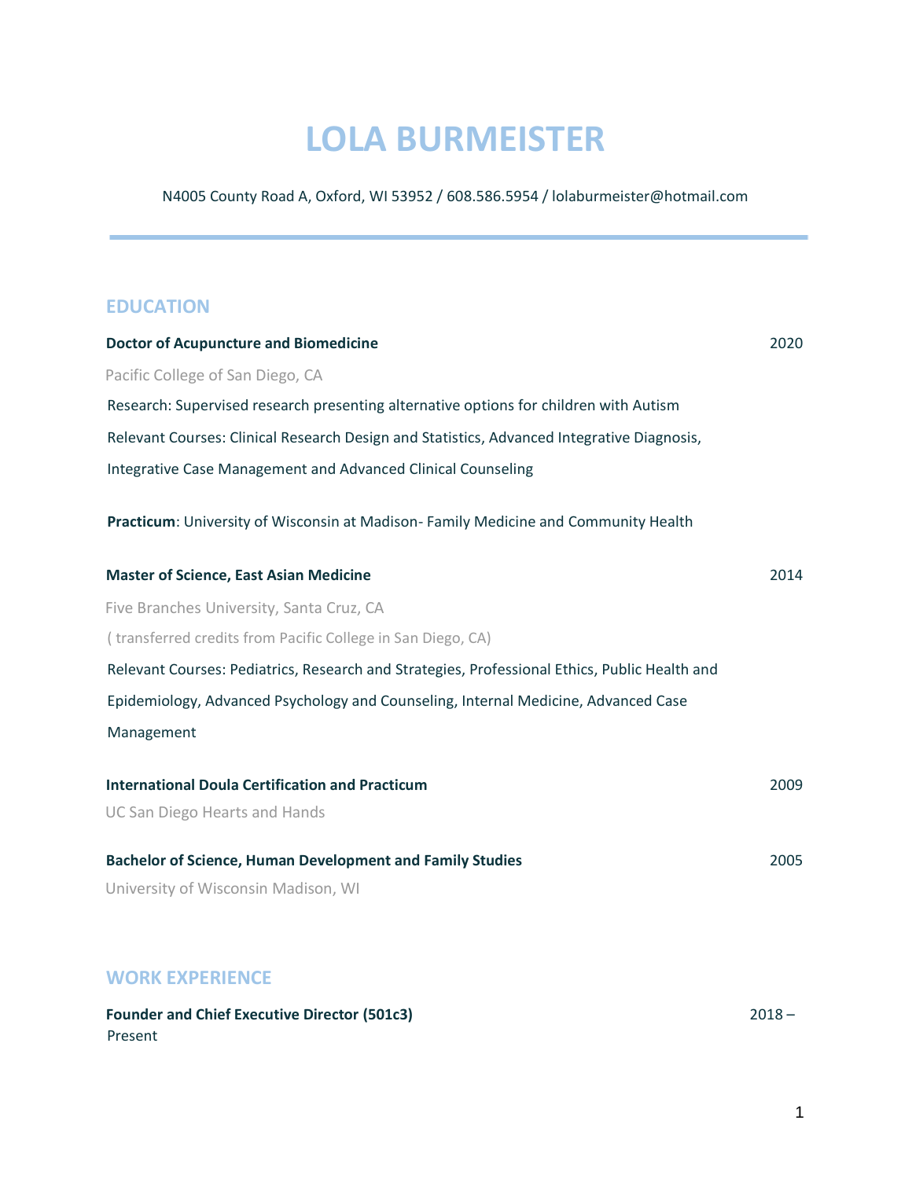# LOLA BURMEISTER

N4005 County Road A, Oxford, WI 53952 / 608.586.5954 / lolaburmeister@hotmail.com

---

## EDUCATION

**Doctor of Acupuncture and Biomedicine** 2020

Pacific College of San Diego, CA

Research: Supervised research presenting alternative options for children with Autism

Relevant Courses: Clinical Research Design and Statistics, Advanced Integrative Diagnosis, Integrative Case Management and Advanced Clinical Counseling

**Practicum**: University of Wisconsin at Madison- Family Medicine and Community Health

**Master of Science, East Asian Medicine** 2014

Five Branches University, Santa Cruz, CA

( transferred credits from Pacific College in San Diego, CA)

Relevant Courses: Pediatrics, Research and Strategies, Professional Ethics, Public Health and Epidemiology, Advanced Psychology and Counseling, Internal Medicine, Advanced Case Management

**International Doula Certification and Practicum** 2009

UC San Diego Hearts and Hands

**Bachelor of Science, Human Development and Family Studies** 2005

University of Wisconsin Madison, WI

## WORK EXPERIENCE

**Founder and Chief Executive Director (501c3)** 2018 – Present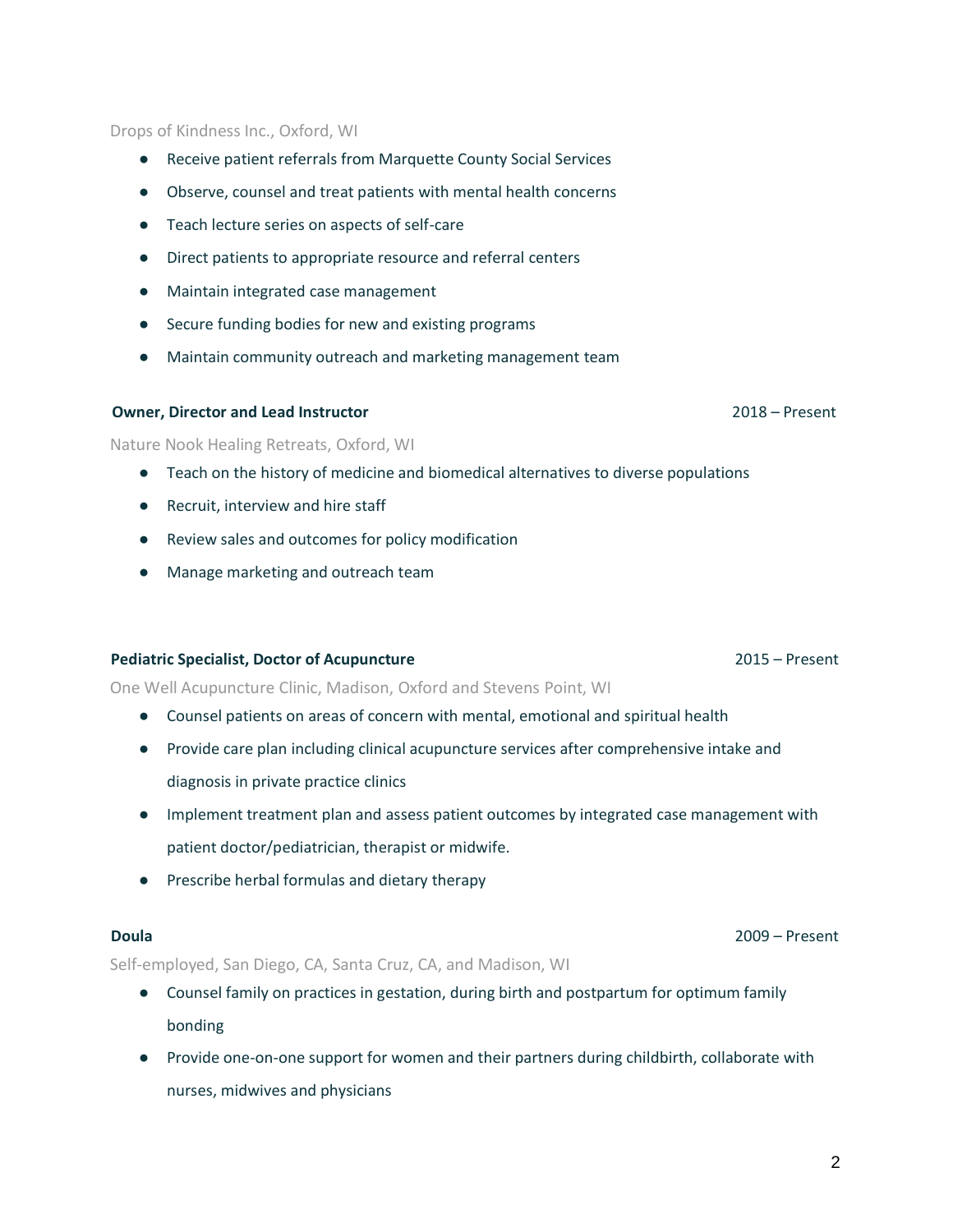Drops of Kindness Inc., Oxford, WI

- Receive patient referrals from Marquette County Social Services
- Observe, counsel and treat patients with mental health concerns
- Teach lecture series on aspects of self-care
- Direct patients to appropriate resource and referral centers
- Maintain integrated case management
- Secure funding bodies for new and existing programs
- Maintain community outreach and marketing management team

**Owner, Director and Lead Instructor** 2018 – Present

Nature Nook Healing Retreats, Oxford, WI

- Teach on the history of medicine and biomedical alternatives to diverse populations
- Recruit, interview and hire staff
- Review sales and outcomes for policy modification
- Manage marketing and outreach team

**Pediatric Specialist, Doctor of Acupuncture** 2015 – Present

One Well Acupuncture Clinic, Madison, Oxford and Stevens Point, WI

- Counsel patients on areas of concern with mental, emotional and spiritual health
- Provide care plan including clinical acupuncture services after comprehensive intake and diagnosis in private practice clinics
- Implement treatment plan and assess patient outcomes by integrated case management with patient doctor/pediatrician, therapist or midwife.
- Prescribe herbal formulas and dietary therapy

**Doula** 2009 – Present

Self-employed, San Diego, CA, Santa Cruz, CA, and Madison, WI

- Counsel family on practices in gestation, during birth and postpartum for optimum family bonding
- Provide one-on-one support for women and their partners during childbirth, collaborate with nurses, midwives and physicians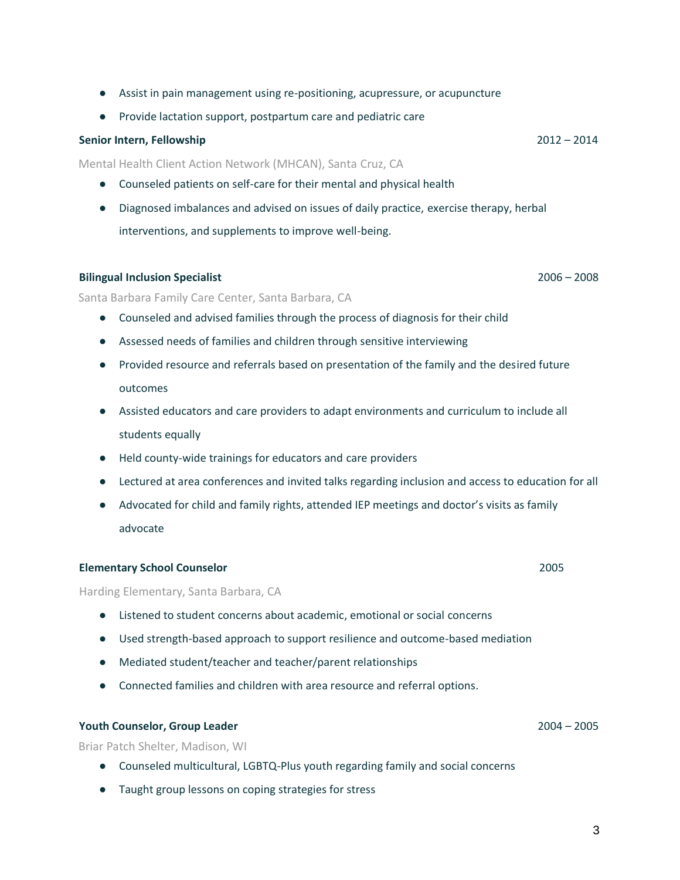- Assist in pain management using re-positioning, acupressure, or acupuncture
- Provide lactation support, postpartum care and pediatric care

**Senior Intern, Fellowship** 2012 – 2014

Mental Health Client Action Network (MHCAN), Santa Cruz, CA

- Counseled patients on self-care for their mental and physical health
- Diagnosed imbalances and advised on issues of daily practice, exercise therapy, herbal interventions, and supplements to improve well-being.

**Bilingual Inclusion Specialist** 2006 – 2008

Santa Barbara Family Care Center, Santa Barbara, CA

- Counseled and advised families through the process of diagnosis for their child
- Assessed needs of families and children through sensitive interviewing
- Provided resource and referrals based on presentation of the family and the desired future outcomes
- Assisted educators and care providers to adapt environments and curriculum to include all students equally
- Held county-wide trainings for educators and care providers
- Lectured at area conferences and invited talks regarding inclusion and access to education for all
- Advocated for child and family rights, attended IEP meetings and doctor's visits as family advocate

**Elementary School Counselor** 2005

Harding Elementary, Santa Barbara, CA

- Listened to student concerns about academic, emotional or social concerns
- Used strength-based approach to support resilience and outcome-based mediation
- Mediated student/teacher and teacher/parent relationships
- Connected families and children with area resource and referral options.

**Youth Counselor, Group Leader** 2004 – 2005

Briar Patch Shelter, Madison, WI

- Counseled multicultural, LGBTQ-Plus youth regarding family and social concerns
- Taught group lessons on coping strategies for stress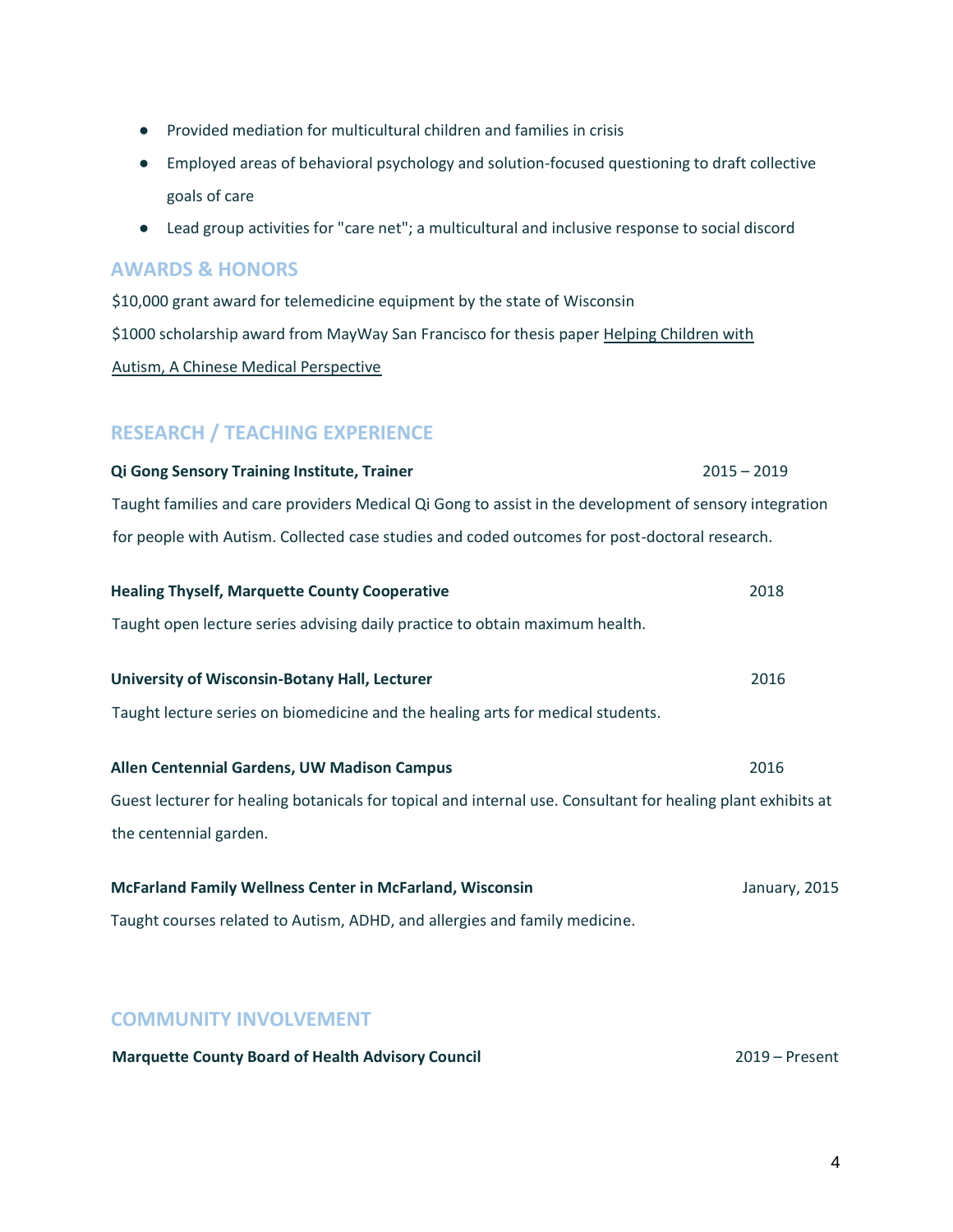- Provided mediation for multicultural children and families in crisis
- Employed areas of behavioral psychology and solution-focused questioning to draft collective goals of care
- Lead group activities for "care net"; a multicultural and inclusive response to social discord

## AWARDS & HONORS

$10,000 grant award for telemedicine equipment by the state of Wisconsin

$1000 scholarship award from MayWay San Francisco for thesis paper <u>Helping Children with Autism, A Chinese Medical Perspective</u>

## RESEARCH / TEACHING EXPERIENCE

**Qi Gong Sensory Training Institute, Trainer** 2015 – 2019

Taught families and care providers Medical Qi Gong to assist in the development of sensory integration for people with Autism. Collected case studies and coded outcomes for post-doctoral research.

**Healing Thyself, Marquette County Cooperative** 2018

Taught open lecture series advising daily practice to obtain maximum health.

**University of Wisconsin-Botany Hall, Lecturer** 2016

Taught lecture series on biomedicine and the healing arts for medical students.

**Allen Centennial Gardens, UW Madison Campus** 2016

Guest lecturer for healing botanicals for topical and internal use. Consultant for healing plant exhibits at the centennial garden.

**McFarland Family Wellness Center in McFarland, Wisconsin** January, 2015

Taught courses related to Autism, ADHD, and allergies and family medicine.

## COMMUNITY INVOLVEMENT

**Marquette County Board of Health Advisory Council** 2019 – Present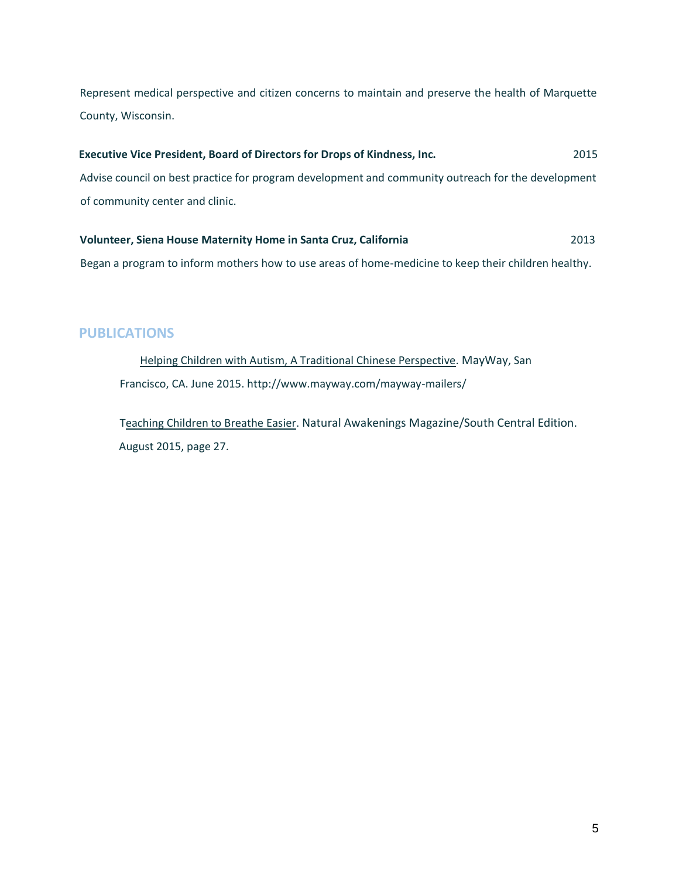Represent medical perspective and citizen concerns to maintain and preserve the health of Marquette County, Wisconsin.

**Executive Vice President, Board of Directors for Drops of Kindness, Inc.** 2015

Advise council on best practice for program development and community outreach for the development of community center and clinic.

**Volunteer, Siena House Maternity Home in Santa Cruz, California** 2013

Began a program to inform mothers how to use areas of home-medicine to keep their children healthy.

## PUBLICATIONS

Helping Children with Autism, A Traditional Chinese Perspective. MayWay, San Francisco, CA. June 2015. http://www.mayway.com/mayway-mailers/

Teaching Children to Breathe Easier. Natural Awakenings Magazine/South Central Edition. August 2015, page 27.